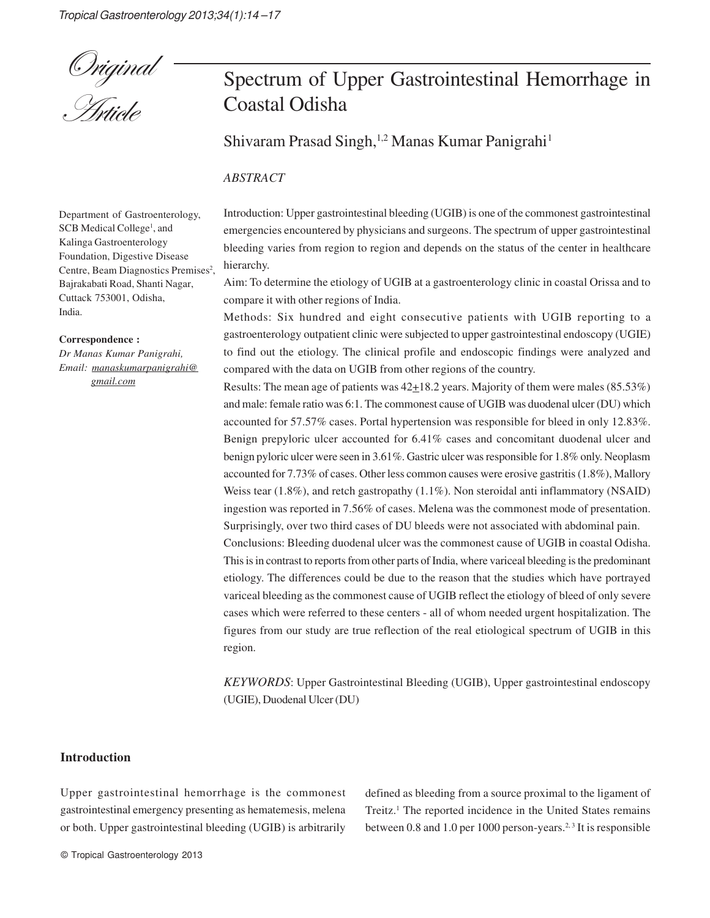*Original Article*

# Spectrum of Upper Gastrointestinal Hemorrhage in Coastal Odisha

Shivaram Prasad Singh,[1,2] Manas Kumar Panigrahi[1]

Department of Gastroenterology, SCB Medical College[1], and Kalinga Gastroenterology Foundation, Digestive Disease Centre, Beam Diagnostics Premises[2], Bajrakabati Road, Shanti Nagar, Cuttack 753001, Odisha, India.

**Correspondence :**
*Dr Manas Kumar Panigrahi,*
*Email: manaskumarpanigrahi@gmail.com*

## *ABSTRACT*

Introduction: Upper gastrointestinal bleeding (UGIB) is one of the commonest gastrointestinal emergencies encountered by physicians and surgeons. The spectrum of upper gastrointestinal bleeding varies from region to region and depends on the status of the center in healthcare hierarchy.

Aim: To determine the etiology of UGIB at a gastroenterology clinic in coastal Orissa and to compare it with other regions of India.

Methods: Six hundred and eight consecutive patients with UGIB reporting to a gastroenterology outpatient clinic were subjected to upper gastrointestinal endoscopy (UGIE) to find out the etiology. The clinical profile and endoscopic findings were analyzed and compared with the data on UGIB from other regions of the country.

Results: The mean age of patients was $42 \pm 18.2$ years. Majority of them were males (85.53%) and male: female ratio was 6:1. The commonest cause of UGIB was duodenal ulcer (DU) which accounted for 57.57% cases. Portal hypertension was responsible for bleed in only 12.83%. Benign prepyloric ulcer accounted for 6.41% cases and concomitant duodenal ulcer and benign pyloric ulcer were seen in 3.61%. Gastric ulcer was responsible for 1.8% only. Neoplasm accounted for 7.73% of cases. Other less common causes were erosive gastritis (1.8%), Mallory Weiss tear (1.8%), and retch gastropathy (1.1%). Non steroidal anti inflammatory (NSAID) ingestion was reported in 7.56% of cases. Melena was the commonest mode of presentation. Surprisingly, over two third cases of DU bleeds were not associated with abdominal pain.

Conclusions: Bleeding duodenal ulcer was the commonest cause of UGIB in coastal Odisha. This is in contrast to reports from other parts of India, where variceal bleeding is the predominant etiology. The differences could be due to the reason that the studies which have portrayed variceal bleeding as the commonest cause of UGIB reflect the etiology of bleed of only severe cases which were referred to these centers - all of whom needed urgent hospitalization. The figures from our study are true reflection of the real etiological spectrum of UGIB in this region.

*KEYWORDS*: Upper Gastrointestinal Bleeding (UGIB), Upper gastrointestinal endoscopy (UGIE), Duodenal Ulcer (DU)

## Introduction

Upper gastrointestinal hemorrhage is the commonest gastrointestinal emergency presenting as hematemesis, melena or both. Upper gastrointestinal bleeding (UGIB) is arbitrarily defined as bleeding from a source proximal to the ligament of Treitz.[1] The reported incidence in the United States remains between 0.8 and 1.0 per 1000 person-years.[2,3] It is responsible

© Tropical Gastroenterology 2013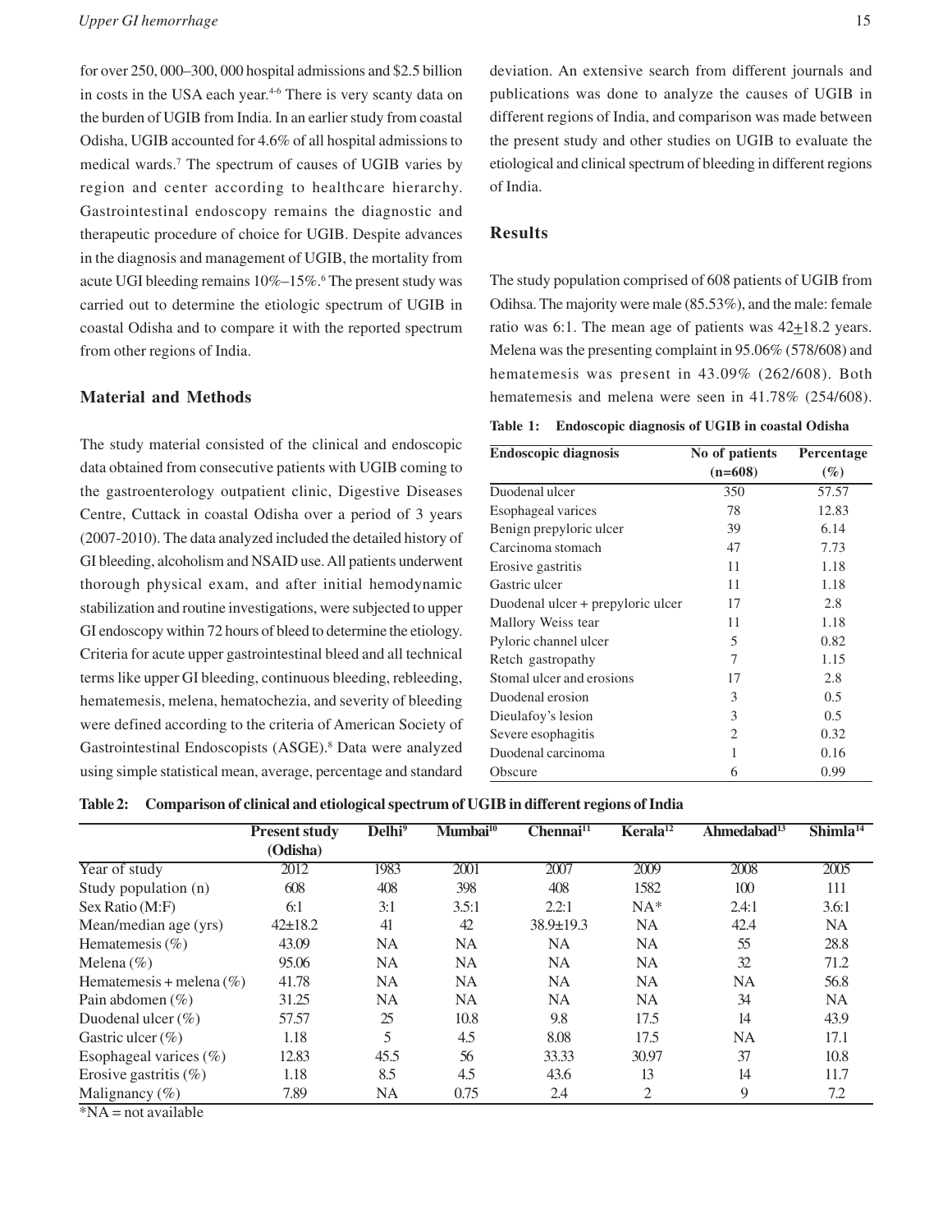for over 250, 000–300, 000 hospital admissions and $2.5 billion in costs in the USA each year.[4-6] There is very scanty data on the burden of UGIB from India. In an earlier study from coastal Odisha, UGIB accounted for 4.6% of all hospital admissions to medical wards.[7] The spectrum of causes of UGIB varies by region and center according to healthcare hierarchy. Gastrointestinal endoscopy remains the diagnostic and therapeutic procedure of choice for UGIB. Despite advances in the diagnosis and management of UGIB, the mortality from acute UGI bleeding remains 10%–15%.[6] The present study was carried out to determine the etiologic spectrum of UGIB in coastal Odisha and to compare it with the reported spectrum from other regions of India.

## Material and Methods

The study material consisted of the clinical and endoscopic data obtained from consecutive patients with UGIB coming to the gastroenterology outpatient clinic, Digestive Diseases Centre, Cuttack in coastal Odisha over a period of 3 years (2007-2010). The data analyzed included the detailed history of GI bleeding, alcoholism and NSAID use. All patients underwent thorough physical exam, and after initial hemodynamic stabilization and routine investigations, were subjected to upper GI endoscopy within 72 hours of bleed to determine the etiology. Criteria for acute upper gastrointestinal bleed and all technical terms like upper GI bleeding, continuous bleeding, rebleeding, hematemesis, melena, hematochezia, and severity of bleeding were defined according to the criteria of American Society of Gastrointestinal Endoscopists (ASGE).[8] Data were analyzed using simple statistical mean, average, percentage and standard deviation. An extensive search from different journals and publications was done to analyze the causes of UGIB in different regions of India, and comparison was made between the present study and other studies on UGIB to evaluate the etiological and clinical spectrum of bleeding in different regions of India.

## Results

The study population comprised of 608 patients of UGIB from Odihsa. The majority were male (85.53%), and the male: female ratio was 6:1. The mean age of patients was 42±18.2 years. Melena was the presenting complaint in 95.06% (578/608) and hematemesis was present in 43.09% (262/608). Both hematemesis and melena were seen in 41.78% (254/608).

**Table 1: Endoscopic diagnosis of UGIB in coastal Odisha**

| Endoscopic diagnosis | No of patients (n=608) | Percentage (%) |
|---|---|---|
| Duodenal ulcer | 350 | 57.57 |
| Esophageal varices | 78 | 12.83 |
| Benign prepyloric ulcer | 39 | 6.14 |
| Carcinoma stomach | 47 | 7.73 |
| Erosive gastritis | 11 | 1.18 |
| Gastric ulcer | 11 | 1.18 |
| Duodenal ulcer + prepyloric ulcer | 17 | 2.8 |
| Mallory Weiss tear | 11 | 1.18 |
| Pyloric channel ulcer | 5 | 0.82 |
| Retch gastropathy | 7 | 1.15 |
| Stomal ulcer and erosions | 17 | 2.8 |
| Duodenal erosion | 3 | 0.5 |
| Dieulafoy's lesion | 3 | 0.5 |
| Severe esophagitis | 2 | 0.32 |
| Duodenal carcinoma | 1 | 0.16 |
| Obscure | 6 | 0.99 |

**Table 2: Comparison of clinical and etiological spectrum of UGIB in different regions of India**

| | Present study (Odisha) | Delhi[9] | Mumbai[10] | Chennai[11] | Kerala[12] | Ahmedabad[13] | Shimla[14] |
|---|---|---|---|---|---|---|---|
| Year of study | 2012 | 1983 | 2001 | 2007 | 2009 | 2008 | 2005 |
| Study population (n) | 608 | 408 | 398 | 408 | 1582 | 100 | 111 |
| Sex Ratio (M:F) | 6:1 | 3:1 | 3.5:1 | 2.2:1 | NA* | 2.4:1 | 3.6:1 |
| Mean/median age (yrs) | 42±18.2 | 41 | 42 | 38.9±19.3 | NA | 42.4 | NA |
| Hematemesis (%) | 43.09 | NA | NA | NA | NA | 55 | 28.8 |
| Melena (%) | 95.06 | NA | NA | NA | NA | 32 | 71.2 |
| Hematemesis + melena (%) | 41.78 | NA | NA | NA | NA | NA | 56.8 |
| Pain abdomen (%) | 31.25 | NA | NA | NA | NA | 34 | NA |
| Duodenal ulcer (%) | 57.57 | 25 | 10.8 | 9.8 | 17.5 | 14 | 43.9 |
| Gastric ulcer (%) | 1.18 | 5 | 4.5 | 8.08 | 17.5 | NA | 17.1 |
| Esophageal varices (%) | 12.83 | 45.5 | 56 | 33.33 | 30.97 | 37 | 10.8 |
| Erosive gastritis (%) | 1.18 | 8.5 | 4.5 | 43.6 | 13 | 14 | 11.7 |
| Malignancy (%) | 7.89 | NA | 0.75 | 2.4 | 2 | 9 | 7.2 |

*NA = not available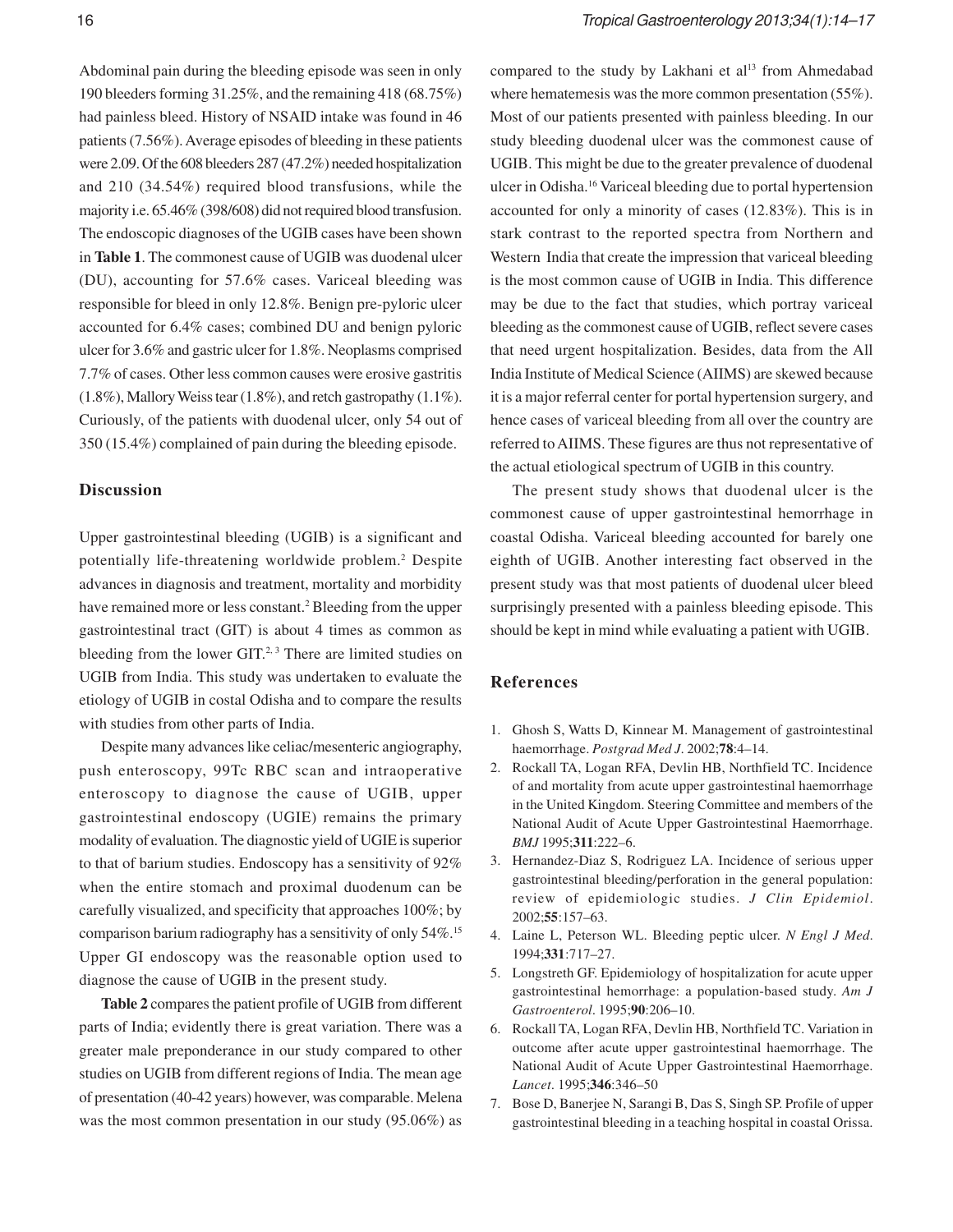Abdominal pain during the bleeding episode was seen in only 190 bleeders forming 31.25%, and the remaining 418 (68.75%) had painless bleed. History of NSAID intake was found in 46 patients (7.56%). Average episodes of bleeding in these patients were 2.09. Of the 608 bleeders 287 (47.2%) needed hospitalization and 210 (34.54%) required blood transfusions, while the majority i.e. 65.46% (398/608) did not required blood transfusion. The endoscopic diagnoses of the UGIB cases have been shown in **Table 1**. The commonest cause of UGIB was duodenal ulcer (DU), accounting for 57.6% cases. Variceal bleeding was responsible for bleed in only 12.8%. Benign pre-pyloric ulcer accounted for 6.4% cases; combined DU and benign pyloric ulcer for 3.6% and gastric ulcer for 1.8%. Neoplasms comprised 7.7% of cases. Other less common causes were erosive gastritis (1.8%), Mallory Weiss tear (1.8%), and retch gastropathy (1.1%). Curiously, of the patients with duodenal ulcer, only 54 out of 350 (15.4%) complained of pain during the bleeding episode.

## Discussion

Upper gastrointestinal bleeding (UGIB) is a significant and potentially life-threatening worldwide problem.[2] Despite advances in diagnosis and treatment, mortality and morbidity have remained more or less constant.[2] Bleeding from the upper gastrointestinal tract (GIT) is about 4 times as common as bleeding from the lower GIT.[2, 3] There are limited studies on UGIB from India. This study was undertaken to evaluate the etiology of UGIB in costal Odisha and to compare the results with studies from other parts of India.

Despite many advances like celiac/mesenteric angiography, push enteroscopy, 99Tc RBC scan and intraoperative enteroscopy to diagnose the cause of UGIB, upper gastrointestinal endoscopy (UGIE) remains the primary modality of evaluation. The diagnostic yield of UGIE is superior to that of barium studies. Endoscopy has a sensitivity of 92% when the entire stomach and proximal duodenum can be carefully visualized, and specificity that approaches 100%; by comparison barium radiography has a sensitivity of only 54%.[15] Upper GI endoscopy was the reasonable option used to diagnose the cause of UGIB in the present study.

**Table 2** compares the patient profile of UGIB from different parts of India; evidently there is great variation. There was a greater male preponderance in our study compared to other studies on UGIB from different regions of India. The mean age of presentation (40-42 years) however, was comparable. Melena was the most common presentation in our study (95.06%) as compared to the study by Lakhani et al[13] from Ahmedabad where hematemesis was the more common presentation (55%). Most of our patients presented with painless bleeding. In our study bleeding duodenal ulcer was the commonest cause of UGIB. This might be due to the greater prevalence of duodenal ulcer in Odisha.[16] Variceal bleeding due to portal hypertension accounted for only a minority of cases (12.83%). This is in stark contrast to the reported spectra from Northern and Western India that create the impression that variceal bleeding is the most common cause of UGIB in India. This difference may be due to the fact that studies, which portray variceal bleeding as the commonest cause of UGIB, reflect severe cases that need urgent hospitalization. Besides, data from the All India Institute of Medical Science (AIIMS) are skewed because it is a major referral center for portal hypertension surgery, and hence cases of variceal bleeding from all over the country are referred to AIIMS. These figures are thus not representative of the actual etiological spectrum of UGIB in this country.

The present study shows that duodenal ulcer is the commonest cause of upper gastrointestinal hemorrhage in coastal Odisha. Variceal bleeding accounted for barely one eighth of UGIB. Another interesting fact observed in the present study was that most patients of duodenal ulcer bleed surprisingly presented with a painless bleeding episode. This should be kept in mind while evaluating a patient with UGIB.

## References

1. Ghosh S, Watts D, Kinnear M. Management of gastrointestinal haemorrhage. *Postgrad Med J*. 2002;**78**:4–14.
2. Rockall TA, Logan RFA, Devlin HB, Northfield TC. Incidence of and mortality from acute upper gastrointestinal haemorrhage in the United Kingdom. Steering Committee and members of the National Audit of Acute Upper Gastrointestinal Haemorrhage. *BMJ* 1995;**311**:222–6.
3. Hernandez-Diaz S, Rodriguez LA. Incidence of serious upper gastrointestinal bleeding/perforation in the general population: review of epidemiologic studies. *J Clin Epidemiol*. 2002;**55**:157–63.
4. Laine L, Peterson WL. Bleeding peptic ulcer. *N Engl J Med*. 1994;**331**:717–27.
5. Longstreth GF. Epidemiology of hospitalization for acute upper gastrointestinal hemorrhage: a population-based study. *Am J Gastroenterol*. 1995;**90**:206–10.
6. Rockall TA, Logan RFA, Devlin HB, Northfield TC. Variation in outcome after acute upper gastrointestinal haemorrhage. The National Audit of Acute Upper Gastrointestinal Haemorrhage. *Lancet*. 1995;**346**:346–50
7. Bose D, Banerjee N, Sarangi B, Das S, Singh SP. Profile of upper gastrointestinal bleeding in a teaching hospital in coastal Orissa.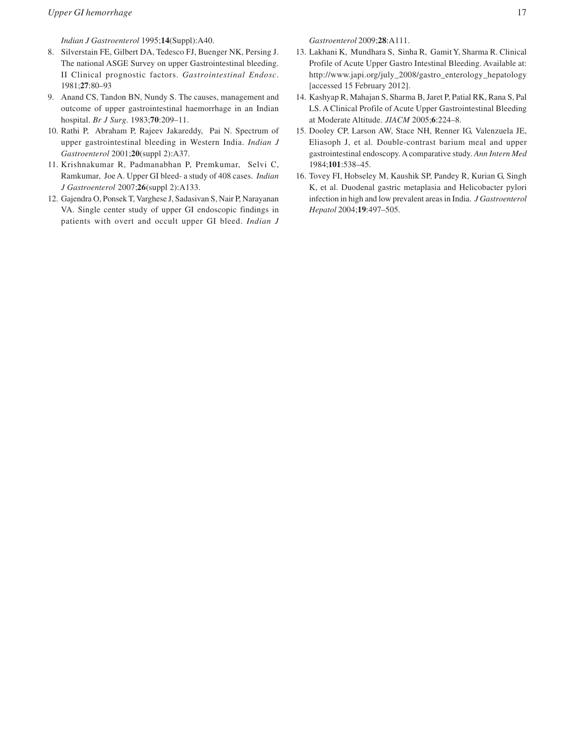*Indian J Gastroenterol* 1995;**14**(Suppl):A40.

8. Silverstain FE, Gilbert DA, Tedesco FJ, Buenger NK, Persing J. The national ASGE Survey on upper Gastrointestinal bleeding. II Clinical prognostic factors. *Gastrointestinal Endosc*. 1981;**27**:80–93
9. Anand CS, Tandon BN, Nundy S. The causes, management and outcome of upper gastrointestinal haemorrhage in an Indian hospital. *Br J Surg*. 1983;**70**:209–11.
10. Rathi P, Abraham P, Rajeev Jakareddy, Pai N. Spectrum of upper gastrointestinal bleeding in Western India. *Indian J Gastroenterol* 2001;**20**(suppl 2):A37.
11. Krishnakumar R, Padmanabhan P, Premkumar, Selvi C, Ramkumar, Joe A. Upper GI bleed- a study of 408 cases. *Indian J Gastroenterol* 2007;**26**(suppl 2):A133.
12. Gajendra O, Ponsek T, Varghese J, Sadasivan S, Nair P, Narayanan VA. Single center study of upper GI endoscopic findings in patients with overt and occult upper GI bleed. *Indian J Gastroenterol* 2009;**28**:A111.
13. Lakhani K, Mundhara S, Sinha R, Gamit Y, Sharma R. Clinical Profile of Acute Upper Gastro Intestinal Bleeding. Available at: http://www.japi.org/july_2008/gastro_enterology_hepatology [accessed 15 February 2012].
14. Kashyap R, Mahajan S, Sharma B, Jaret P, Patial RK, Rana S, Pal LS. A Clinical Profile of Acute Upper Gastrointestinal Bleeding at Moderate Altitude. *JIACM* 2005;**6**:224–8.
15. Dooley CP, Larson AW, Stace NH, Renner IG, Valenzuela JE, Eliasoph J, et al. Double-contrast barium meal and upper gastrointestinal endoscopy. A comparative study. *Ann Intern Med* 1984;**101**:538–45.
16. Tovey FI, Hobseley M, Kaushik SP, Pandey R, Kurian G, Singh K, et al. Duodenal gastric metaplasia and Helicobacter pylori infection in high and low prevalent areas in India. *J Gastroenterol Hepatol* 2004;**19**:497–505.